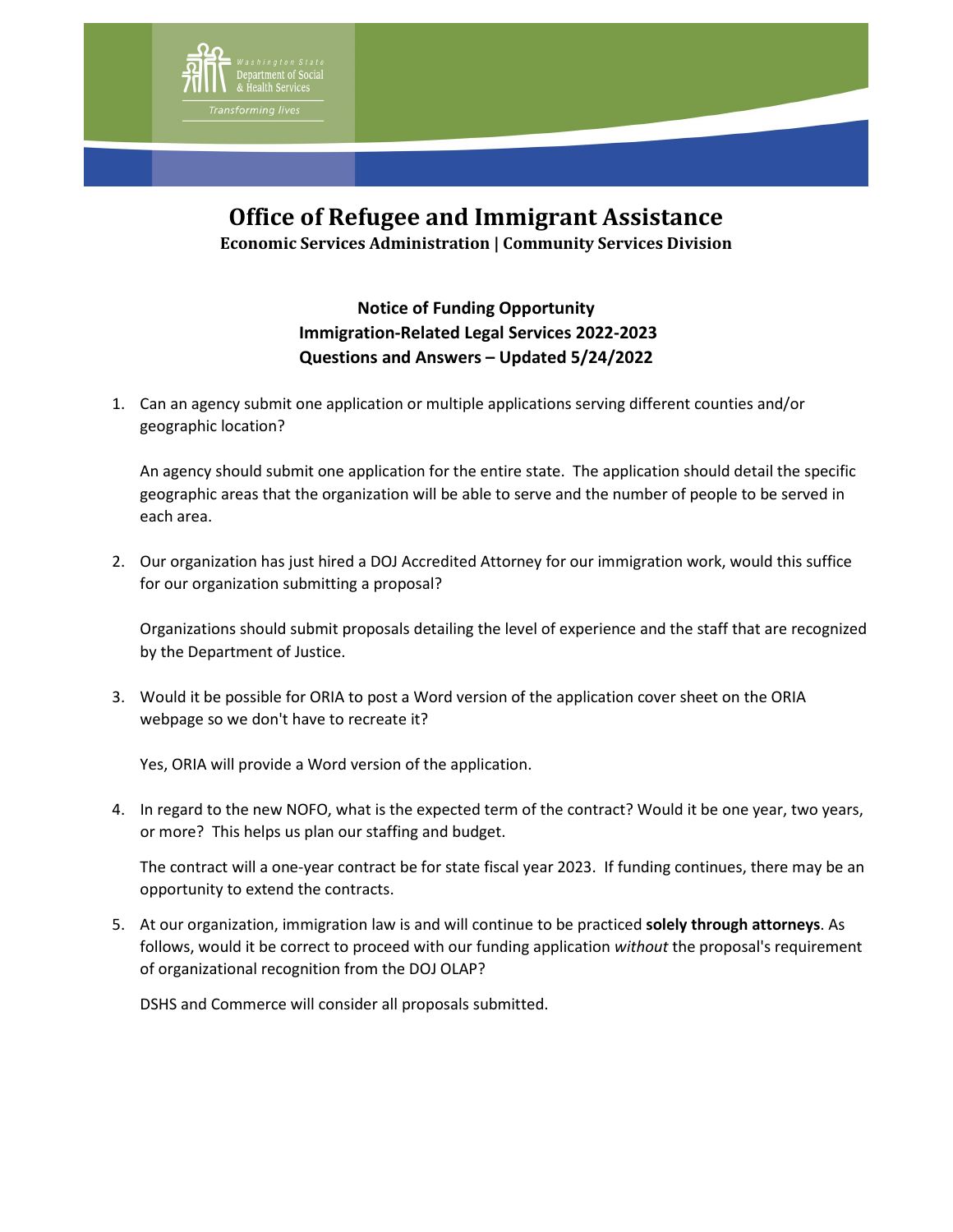# Office of Refugee and Immigrant Assistance

**Economic Services Administration | Community Services Division**

**Notice of Funding Opportunity**
**Immigration-Related Legal Services 2022-2023**
**Questions and Answers – Updated 5/24/2022**

1. Can an agency submit one application or multiple applications serving different counties and/or geographic location?

   An agency should submit one application for the entire state. The application should detail the specific geographic areas that the organization will be able to serve and the number of people to be served in each area.

2. Our organization has just hired a DOJ Accredited Attorney for our immigration work, would this suffice for our organization submitting a proposal?

   Organizations should submit proposals detailing the level of experience and the staff that are recognized by the Department of Justice.

3. Would it be possible for ORIA to post a Word version of the application cover sheet on the ORIA webpage so we don't have to recreate it?

   Yes, ORIA will provide a Word version of the application.

4. In regard to the new NOFO, what is the expected term of the contract? Would it be one year, two years, or more? This helps us plan our staffing and budget.

   The contract will a one-year contract be for state fiscal year 2023. If funding continues, there may be an opportunity to extend the contracts.

5. At our organization, immigration law is and will continue to be practiced **solely through attorneys**. As follows, would it be correct to proceed with our funding application *without* the proposal's requirement of organizational recognition from the DOJ OLAP?

   DSHS and Commerce will consider all proposals submitted.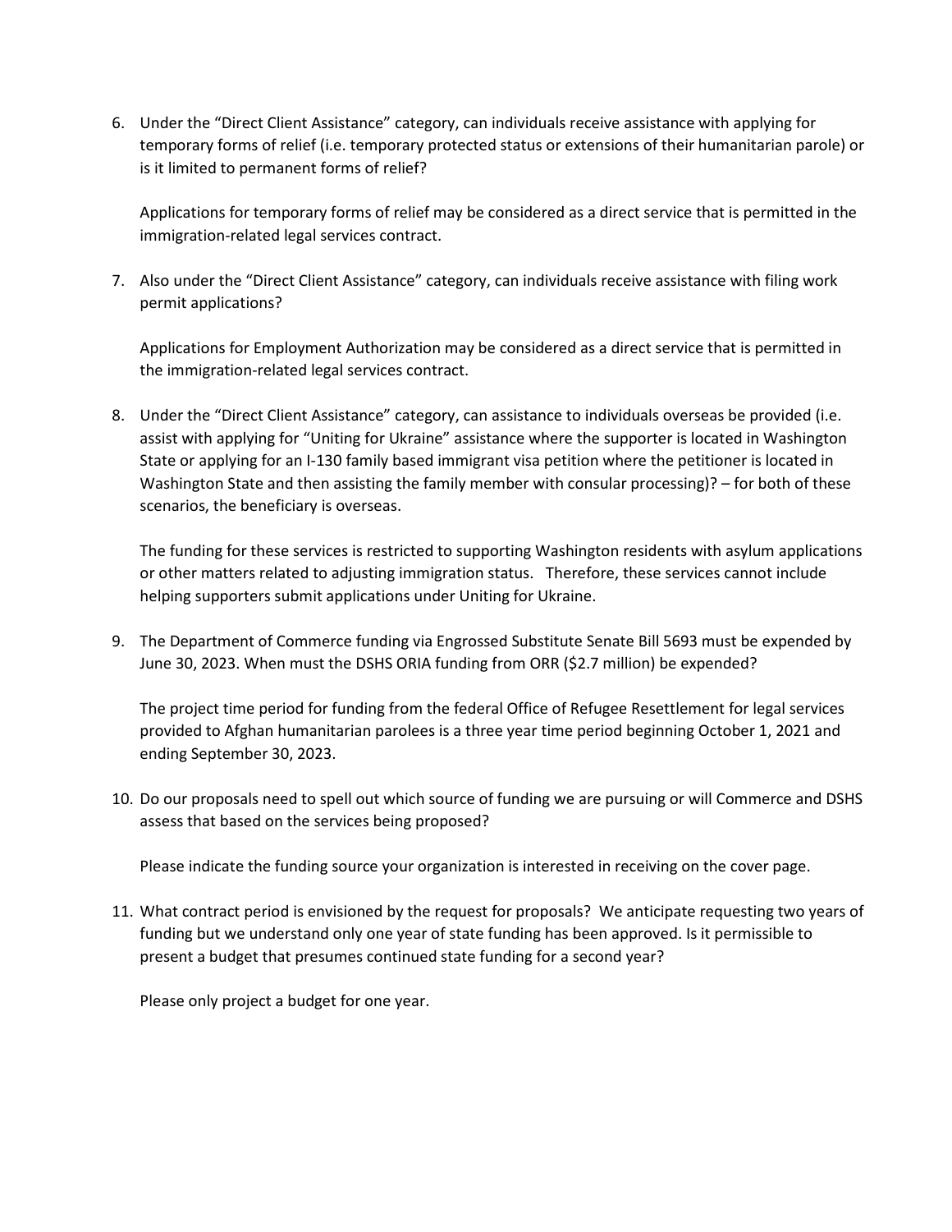6. Under the "Direct Client Assistance" category, can individuals receive assistance with applying for temporary forms of relief (i.e. temporary protected status or extensions of their humanitarian parole) or is it limited to permanent forms of relief?

   Applications for temporary forms of relief may be considered as a direct service that is permitted in the immigration-related legal services contract.

7. Also under the "Direct Client Assistance" category, can individuals receive assistance with filing work permit applications?

   Applications for Employment Authorization may be considered as a direct service that is permitted in the immigration-related legal services contract.

8. Under the "Direct Client Assistance" category, can assistance to individuals overseas be provided (i.e. assist with applying for "Uniting for Ukraine" assistance where the supporter is located in Washington State or applying for an I-130 family based immigrant visa petition where the petitioner is located in Washington State and then assisting the family member with consular processing)? – for both of these scenarios, the beneficiary is overseas.

   The funding for these services is restricted to supporting Washington residents with asylum applications or other matters related to adjusting immigration status. Therefore, these services cannot include helping supporters submit applications under Uniting for Ukraine.

9. The Department of Commerce funding via Engrossed Substitute Senate Bill 5693 must be expended by June 30, 2023. When must the DSHS ORIA funding from ORR ($2.7 million) be expended?

   The project time period for funding from the federal Office of Refugee Resettlement for legal services provided to Afghan humanitarian parolees is a three year time period beginning October 1, 2021 and ending September 30, 2023.

10. Do our proposals need to spell out which source of funding we are pursuing or will Commerce and DSHS assess that based on the services being proposed?

    Please indicate the funding source your organization is interested in receiving on the cover page.

11. What contract period is envisioned by the request for proposals? We anticipate requesting two years of funding but we understand only one year of state funding has been approved. Is it permissible to present a budget that presumes continued state funding for a second year?

    Please only project a budget for one year.